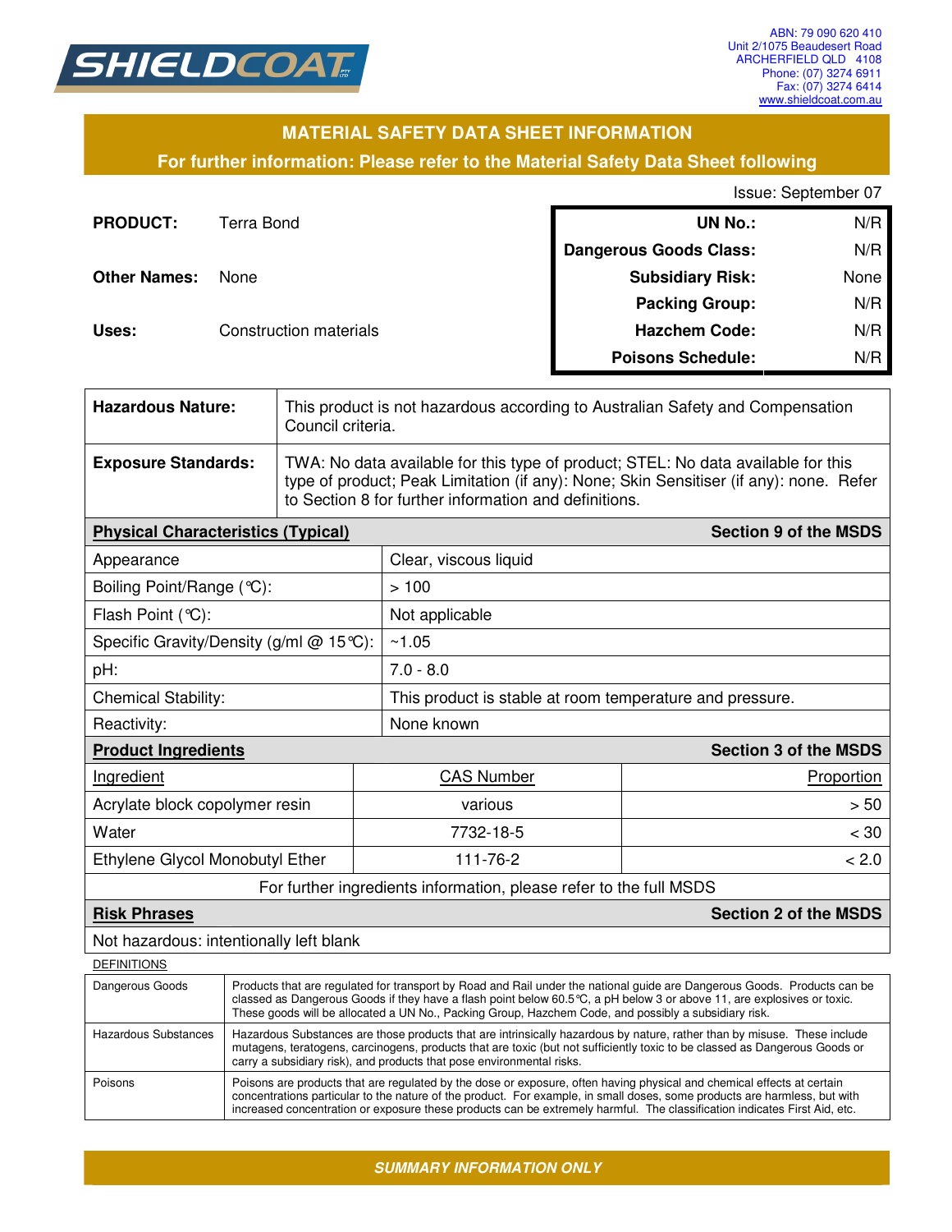SHIELDCOAT

ABN: 79 090 620 410
Unit 2/1075 Beaudesert Road
ARCHERFIELD QLD 4108
Phone: (07) 3274 6911
Fax: (07) 3274 6414
www.shieldcoat.com.au

# MATERIAL SAFETY DATA SHEET INFORMATION

**For further information: Please refer to the Material Safety Data Sheet following**

Issue: September 07

**PRODUCT:** Terra Bond

**Other Names:** None

**Uses:** Construction materials

| | |
|---|---|
| **UN No.:** | N/R |
| **Dangerous Goods Class:** | N/R |
| **Subsidiary Risk:** | None |
| **Packing Group:** | N/R |
| **Hazchem Code:** | N/R |
| **Poisons Schedule:** | N/R |

| | |
|---|---|
| **Hazardous Nature:** | This product is not hazardous according to Australian Safety and Compensation Council criteria. |
| **Exposure Standards:** | TWA: No data available for this type of product; STEL: No data available for this type of product; Peak Limitation (if any): None; Skin Sensitiser (if any): none. Refer to Section 8 for further information and definitions. |

| **Physical Characteristics (Typical)** | **Section 9 of the MSDS** |
|---|---|
| Appearance | Clear, viscous liquid |
| Boiling Point/Range (℃): | > 100 |
| Flash Point (℃): | Not applicable |
| Specific Gravity/Density (g/ml @ 15℃): | ~1.05 |
| pH: | 7.0 - 8.0 |
| Chemical Stability: | This product is stable at room temperature and pressure. |
| Reactivity: | None known |

| **Product Ingredients** | | **Section 3 of the MSDS** |
|---|---|---|
| Ingredient | CAS Number | Proportion |
| Acrylate block copolymer resin | various | > 50 |
| Water | 7732-18-5 | < 30 |
| Ethylene Glycol Monobutyl Ether | 111-76-2 | < 2.0 |

For further ingredients information, please refer to the full MSDS

| **Risk Phrases** | **Section 2 of the MSDS** |
|---|---|
| Not hazardous: intentionally left blank | |

DEFINITIONS

| | |
|---|---|
| Dangerous Goods | Products that are regulated for transport by Road and Rail under the national guide are Dangerous Goods. Products can be classed as Dangerous Goods if they have a flash point below 60.5℃, a pH below 3 or above 11, are explosives or toxic. These goods will be allocated a UN No., Packing Group, Hazchem Code, and possibly a subsidiary risk. |
| Hazardous Substances | Hazardous Substances are those products that are intrinsically hazardous by nature, rather than by misuse. These include mutagens, teratogens, carcinogens, products that are toxic (but not sufficiently toxic to be classed as Dangerous Goods or carry a subsidiary risk), and products that pose environmental risks. |
| Poisons | Poisons are products that are regulated by the dose or exposure, often having physical and chemical effects at certain concentrations particular to the nature of the product. For example, in small doses, some products are harmless, but with increased concentration or exposure these products can be extremely harmful. The classification indicates First Aid, etc. |

***SUMMARY INFORMATION ONLY***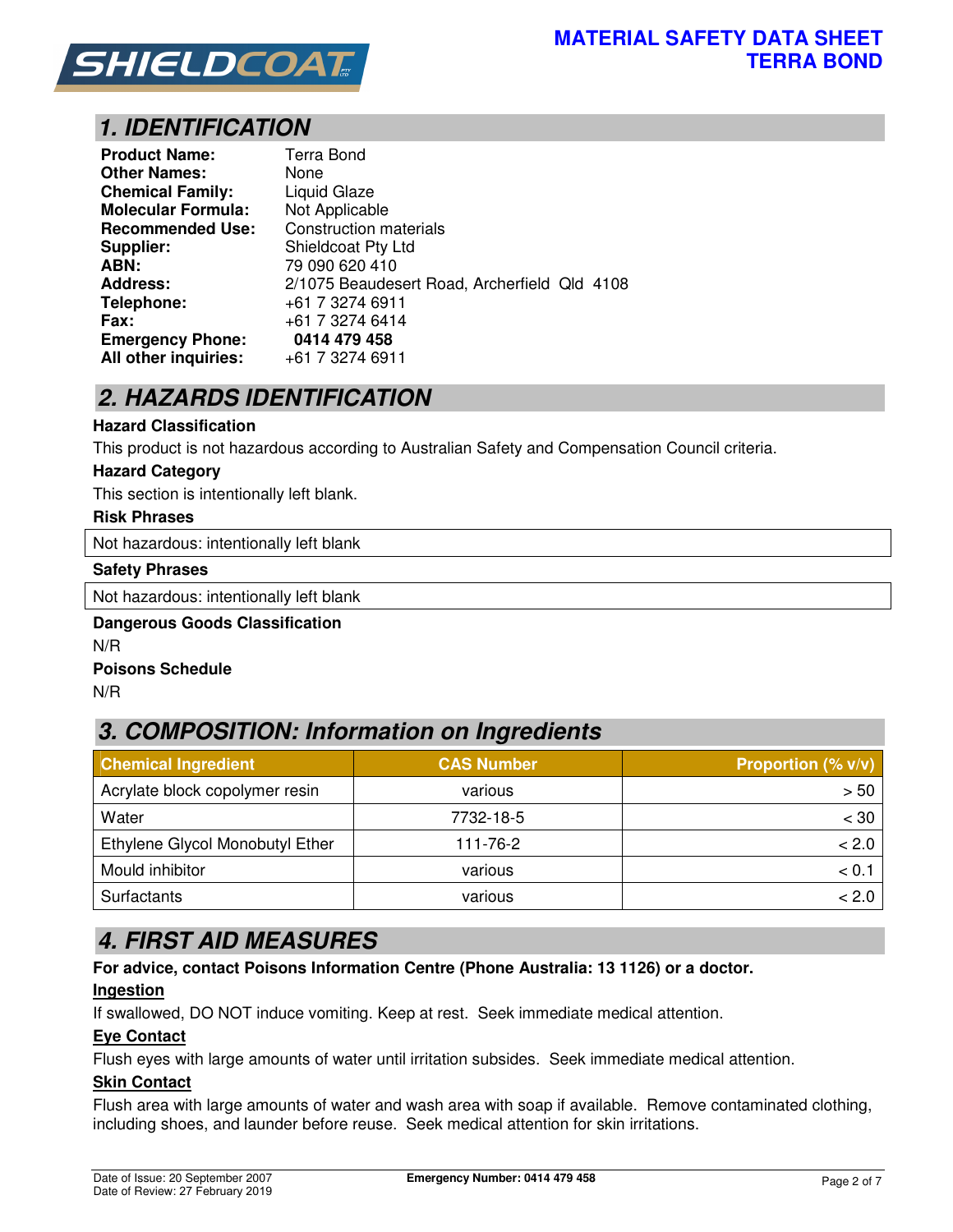# MATERIAL SAFETY DATA SHEET
# TERRA BOND

## 1. IDENTIFICATION

**Product Name:** Terra Bond
**Other Names:** None
**Chemical Family:** Liquid Glaze
**Molecular Formula:** Not Applicable
**Recommended Use:** Construction materials
**Supplier:** Shieldcoat Pty Ltd
**ABN:** 79 090 620 410
**Address:** 2/1075 Beaudesert Road, Archerfield Qld 4108
**Telephone:** +61 7 3274 6911
**Fax:** +61 7 3274 6414
**Emergency Phone:** **0414 479 458**
**All other inquiries:** +61 7 3274 6911

## 2. HAZARDS IDENTIFICATION

**Hazard Classification**

This product is not hazardous according to Australian Safety and Compensation Council criteria.

**Hazard Category**

This section is intentionally left blank.

**Risk Phrases**

Not hazardous: intentionally left blank

**Safety Phrases**

Not hazardous: intentionally left blank

**Dangerous Goods Classification**

N/R

**Poisons Schedule**

N/R

## 3. COMPOSITION: Information on Ingredients

| Chemical Ingredient | CAS Number | Proportion (% v/v) |
|---|---|---|
| Acrylate block copolymer resin | various | > 50 |
| Water | 7732-18-5 | < 30 |
| Ethylene Glycol Monobutyl Ether | 111-76-2 | < 2.0 |
| Mould inhibitor | various | < 0.1 |
| Surfactants | various | < 2.0 |

## 4. FIRST AID MEASURES

**For advice, contact Poisons Information Centre (Phone Australia: 13 1126) or a doctor.**

**Ingestion**

If swallowed, DO NOT induce vomiting. Keep at rest. Seek immediate medical attention.

**Eye Contact**

Flush eyes with large amounts of water until irritation subsides. Seek immediate medical attention.

**Skin Contact**

Flush area with large amounts of water and wash area with soap if available. Remove contaminated clothing, including shoes, and launder before reuse. Seek medical attention for skin irritations.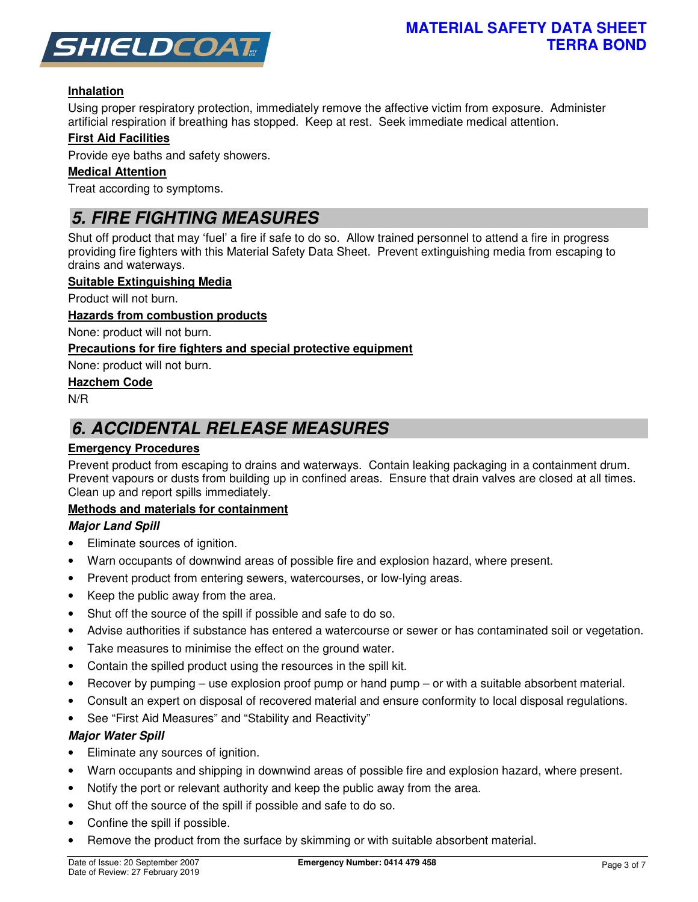#### Inhalation

Using proper respiratory protection, immediately remove the affective victim from exposure. Administer artificial respiration if breathing has stopped. Keep at rest. Seek immediate medical attention.

#### First Aid Facilities

Provide eye baths and safety showers.

#### Medical Attention

Treat according to symptoms.

## 5. FIRE FIGHTING MEASURES

Shut off product that may 'fuel' a fire if safe to do so. Allow trained personnel to attend a fire in progress providing fire fighters with this Material Safety Data Sheet. Prevent extinguishing media from escaping to drains and waterways.

#### Suitable Extinguishing Media

Product will not burn.

#### Hazards from combustion products

None: product will not burn.

#### Precautions for fire fighters and special protective equipment

None: product will not burn.

#### Hazchem Code

N/R

## 6. ACCIDENTAL RELEASE MEASURES

#### Emergency Procedures

Prevent product from escaping to drains and waterways. Contain leaking packaging in a containment drum. Prevent vapours or dusts from building up in confined areas. Ensure that drain valves are closed at all times. Clean up and report spills immediately.

#### Methods and materials for containment

***Major Land Spill***

- Eliminate sources of ignition.
- Warn occupants of downwind areas of possible fire and explosion hazard, where present.
- Prevent product from entering sewers, watercourses, or low-lying areas.
- Keep the public away from the area.
- Shut off the source of the spill if possible and safe to do so.
- Advise authorities if substance has entered a watercourse or sewer or has contaminated soil or vegetation.
- Take measures to minimise the effect on the ground water.
- Contain the spilled product using the resources in the spill kit.
- Recover by pumping – use explosion proof pump or hand pump – or with a suitable absorbent material.
- Consult an expert on disposal of recovered material and ensure conformity to local disposal regulations.
- See "First Aid Measures" and "Stability and Reactivity"

***Major Water Spill***

- Eliminate any sources of ignition.
- Warn occupants and shipping in downwind areas of possible fire and explosion hazard, where present.
- Notify the port or relevant authority and keep the public away from the area.
- Shut off the source of the spill if possible and safe to do so.
- Confine the spill if possible.
- Remove the product from the surface by skimming or with suitable absorbent material.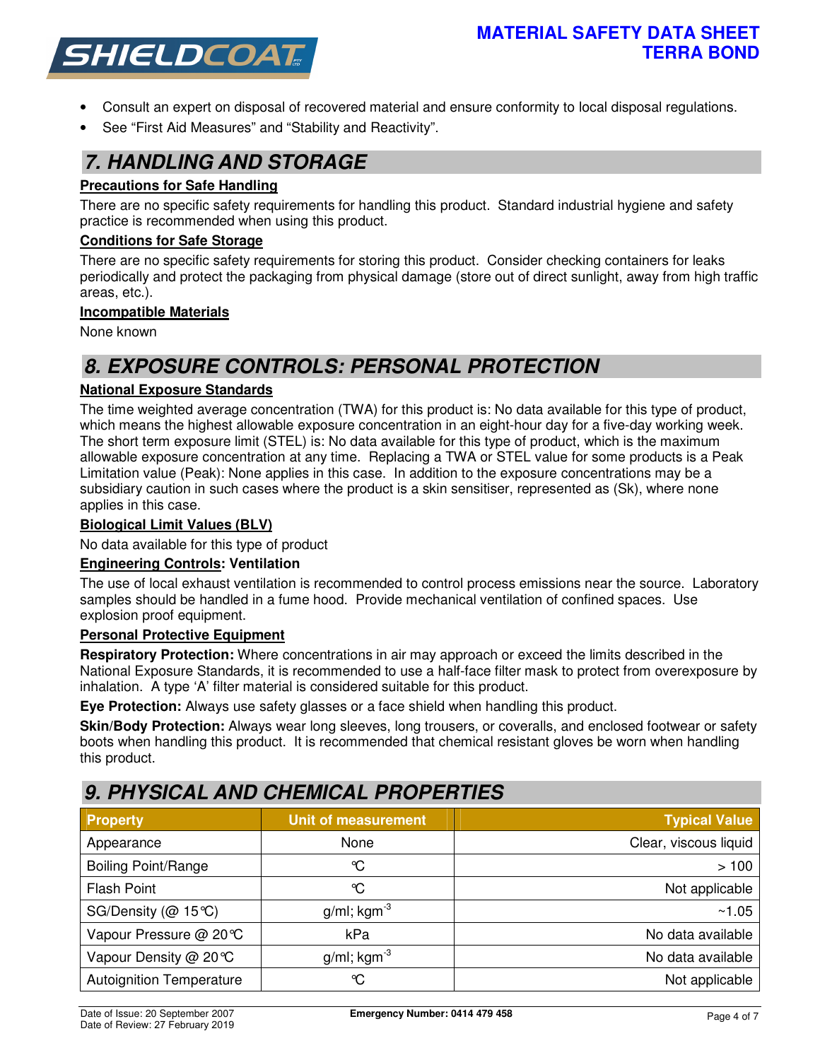- Consult an expert on disposal of recovered material and ensure conformity to local disposal regulations.
- See "First Aid Measures" and "Stability and Reactivity".

## 7. HANDLING AND STORAGE

**Precautions for Safe Handling**

There are no specific safety requirements for handling this product. Standard industrial hygiene and safety practice is recommended when using this product.

**Conditions for Safe Storage**

There are no specific safety requirements for storing this product. Consider checking containers for leaks periodically and protect the packaging from physical damage (store out of direct sunlight, away from high traffic areas, etc.).

**Incompatible Materials**

None known

## 8. EXPOSURE CONTROLS: PERSONAL PROTECTION

**National Exposure Standards**

The time weighted average concentration (TWA) for this product is: No data available for this type of product, which means the highest allowable exposure concentration in an eight-hour day for a five-day working week. The short term exposure limit (STEL) is: No data available for this type of product, which is the maximum allowable exposure concentration at any time. Replacing a TWA or STEL value for some products is a Peak Limitation value (Peak): None applies in this case. In addition to the exposure concentrations may be a subsidiary caution in such cases where the product is a skin sensitiser, represented as (Sk), where none applies in this case.

**Biological Limit Values (BLV)**

No data available for this type of product

**Engineering Controls: Ventilation**

The use of local exhaust ventilation is recommended to control process emissions near the source. Laboratory samples should be handled in a fume hood. Provide mechanical ventilation of confined spaces. Use explosion proof equipment.

**Personal Protective Equipment**

**Respiratory Protection:** Where concentrations in air may approach or exceed the limits described in the National Exposure Standards, it is recommended to use a half-face filter mask to protect from overexposure by inhalation. A type 'A' filter material is considered suitable for this product.

**Eye Protection:** Always use safety glasses or a face shield when handling this product.

**Skin/Body Protection:** Always wear long sleeves, long trousers, or coveralls, and enclosed footwear or safety boots when handling this product. It is recommended that chemical resistant gloves be worn when handling this product.

## 9. PHYSICAL AND CHEMICAL PROPERTIES

| Property | Unit of measurement | Typical Value |
|---|---|---|
| Appearance | None | Clear, viscous liquid |
| Boiling Point/Range | °C | > 100 |
| Flash Point | °C | Not applicable |
| SG/Density (@ 15°C) | g/ml; kgm$^{-3}$ | ~1.05 |
| Vapour Pressure @ 20°C | kPa | No data available |
| Vapour Density @ 20°C | g/ml; kgm$^{-3}$ | No data available |
| Autoignition Temperature | °C | Not applicable |

Date of Issue: 20 September 2007
Date of Review: 27 February 2019

**Emergency Number: 0414 479 458**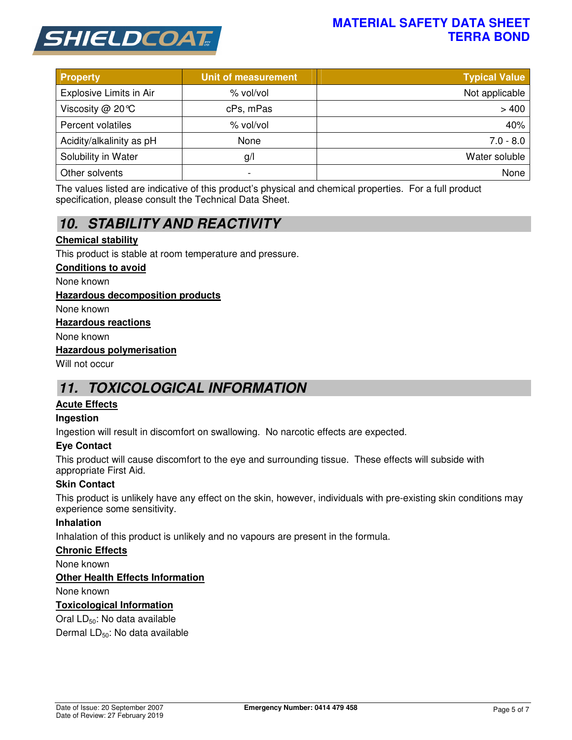| Property | Unit of measurement | Typical Value |
|---|---|---|
| Explosive Limits in Air | % vol/vol | Not applicable |
| Viscosity @ 20°C | cPs, mPas | > 400 |
| Percent volatiles | % vol/vol | 40% |
| Acidity/alkalinity as pH | None | 7.0 - 8.0 |
| Solubility in Water | g/l | Water soluble |
| Other solvents | - | None |

The values listed are indicative of this product's physical and chemical properties. For a full product specification, please consult the Technical Data Sheet.

## 10. STABILITY AND REACTIVITY

**Chemical stability**

This product is stable at room temperature and pressure.

**Conditions to avoid**

None known

**Hazardous decomposition products**

None known

**Hazardous reactions**

None known

**Hazardous polymerisation**

Will not occur

## 11. TOXICOLOGICAL INFORMATION

**Acute Effects**

**Ingestion**

Ingestion will result in discomfort on swallowing. No narcotic effects are expected.

**Eye Contact**

This product will cause discomfort to the eye and surrounding tissue. These effects will subside with appropriate First Aid.

**Skin Contact**

This product is unlikely have any effect on the skin, however, individuals with pre-existing skin conditions may experience some sensitivity.

**Inhalation**

Inhalation of this product is unlikely and no vapours are present in the formula.

**Chronic Effects**

None known

**Other Health Effects Information**

None known

**Toxicological Information**

Oral $LD_{50}$: No data available

Dermal $LD_{50}$: No data available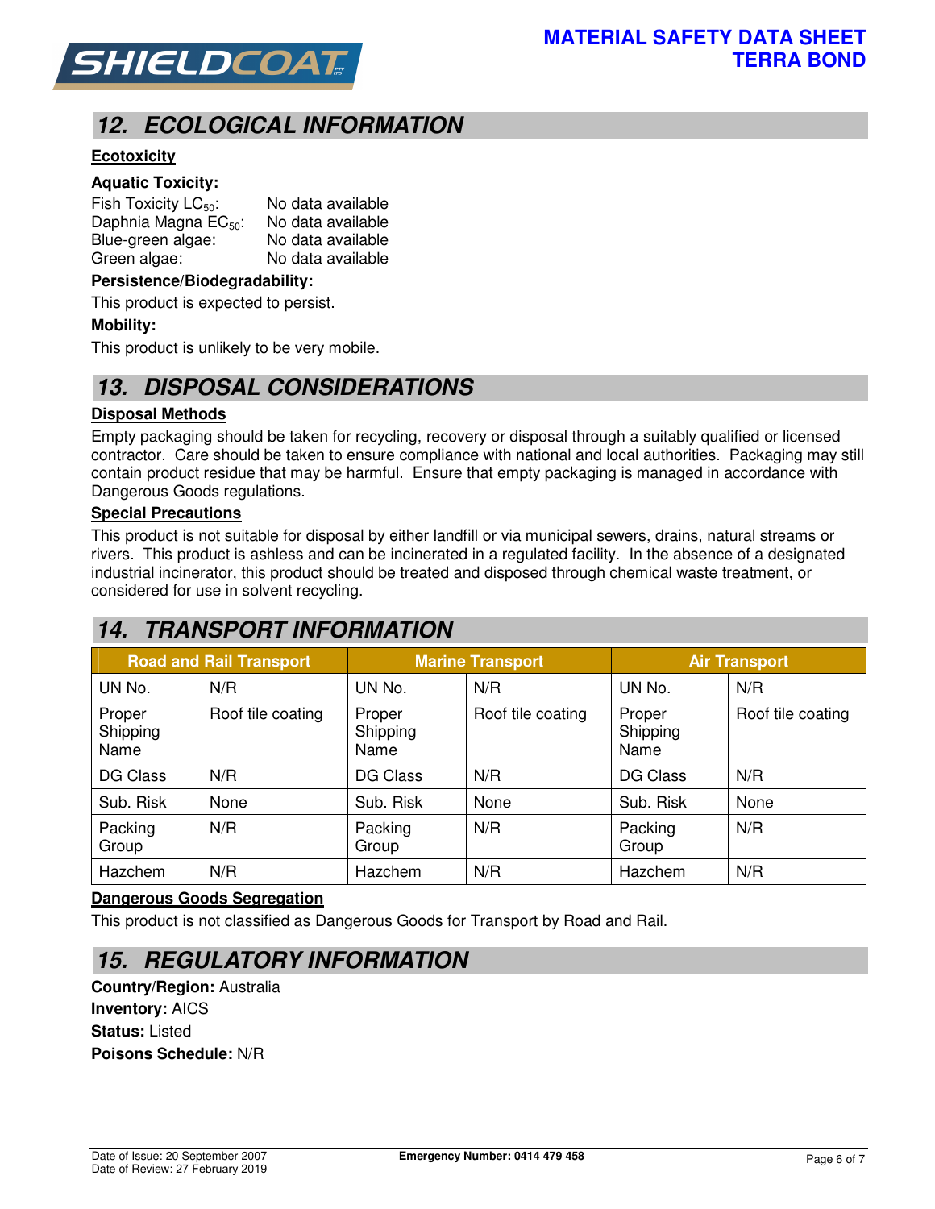## 12. ECOLOGICAL INFORMATION

**Ecotoxicity**

**Aquatic Toxicity:**

Fish Toxicity $LC_{50}$: No data available
Daphnia Magna $EC_{50}$: No data available
Blue-green algae: No data available
Green algae: No data available

**Persistence/Biodegradability:**

This product is expected to persist.

**Mobility:**

This product is unlikely to be very mobile.

## 13. DISPOSAL CONSIDERATIONS

**Disposal Methods**

Empty packaging should be taken for recycling, recovery or disposal through a suitably qualified or licensed contractor. Care should be taken to ensure compliance with national and local authorities. Packaging may still contain product residue that may be harmful. Ensure that empty packaging is managed in accordance with Dangerous Goods regulations.

**Special Precautions**

This product is not suitable for disposal by either landfill or via municipal sewers, drains, natural streams or rivers. This product is ashless and can be incinerated in a regulated facility. In the absence of a designated industrial incinerator, this product should be treated and disposed through chemical waste treatment, or considered for use in solvent recycling.

## 14. TRANSPORT INFORMATION

| Road and Rail Transport | | Marine Transport | | Air Transport | |
|---|---|---|---|---|---|
| UN No. | N/R | UN No. | N/R | UN No. | N/R |
| Proper Shipping Name | Roof tile coating | Proper Shipping Name | Roof tile coating | Proper Shipping Name | Roof tile coating |
| DG Class | N/R | DG Class | N/R | DG Class | N/R |
| Sub. Risk | None | Sub. Risk | None | Sub. Risk | None |
| Packing Group | N/R | Packing Group | N/R | Packing Group | N/R |
| Hazchem | N/R | Hazchem | N/R | Hazchem | N/R |

**Dangerous Goods Segregation**

This product is not classified as Dangerous Goods for Transport by Road and Rail.

## 15. REGULATORY INFORMATION

**Country/Region:** Australia
**Inventory:** AICS
**Status:** Listed
**Poisons Schedule:** N/R

Date of Issue: 20 September 2007
Date of Review: 27 February 2019

**Emergency Number: 0414 479 458**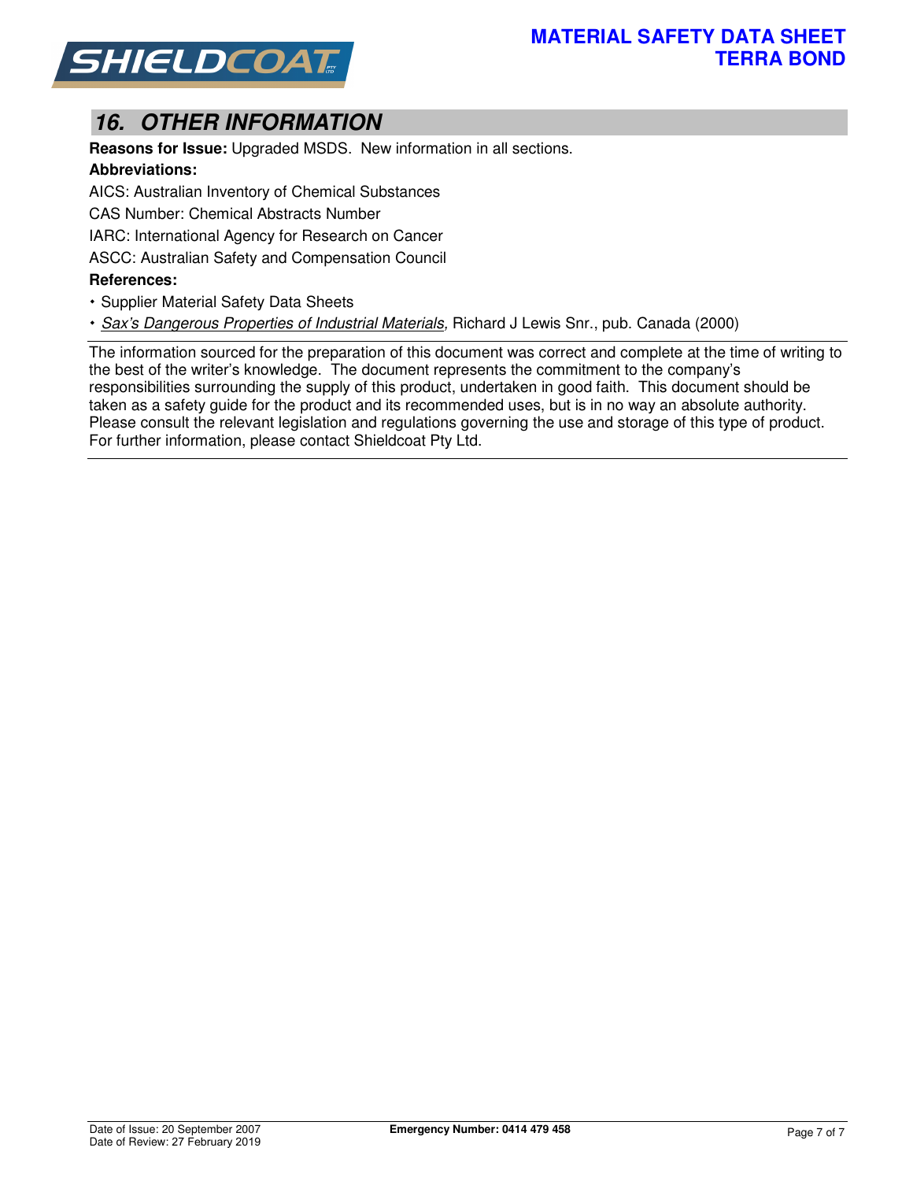## 16. OTHER INFORMATION

**Reasons for Issue:** Upgraded MSDS. New information in all sections.

**Abbreviations:**

AICS: Australian Inventory of Chemical Substances

CAS Number: Chemical Abstracts Number

IARC: International Agency for Research on Cancer

ASCC: Australian Safety and Compensation Council

**References:**

- Supplier Material Safety Data Sheets
- *Sax's Dangerous Properties of Industrial Materials,* Richard J Lewis Snr., pub. Canada (2000)

The information sourced for the preparation of this document was correct and complete at the time of writing to the best of the writer's knowledge. The document represents the commitment to the company's responsibilities surrounding the supply of this product, undertaken in good faith. This document should be taken as a safety guide for the product and its recommended uses, but is in no way an absolute authority. Please consult the relevant legislation and regulations governing the use and storage of this type of product. For further information, please contact Shieldcoat Pty Ltd.